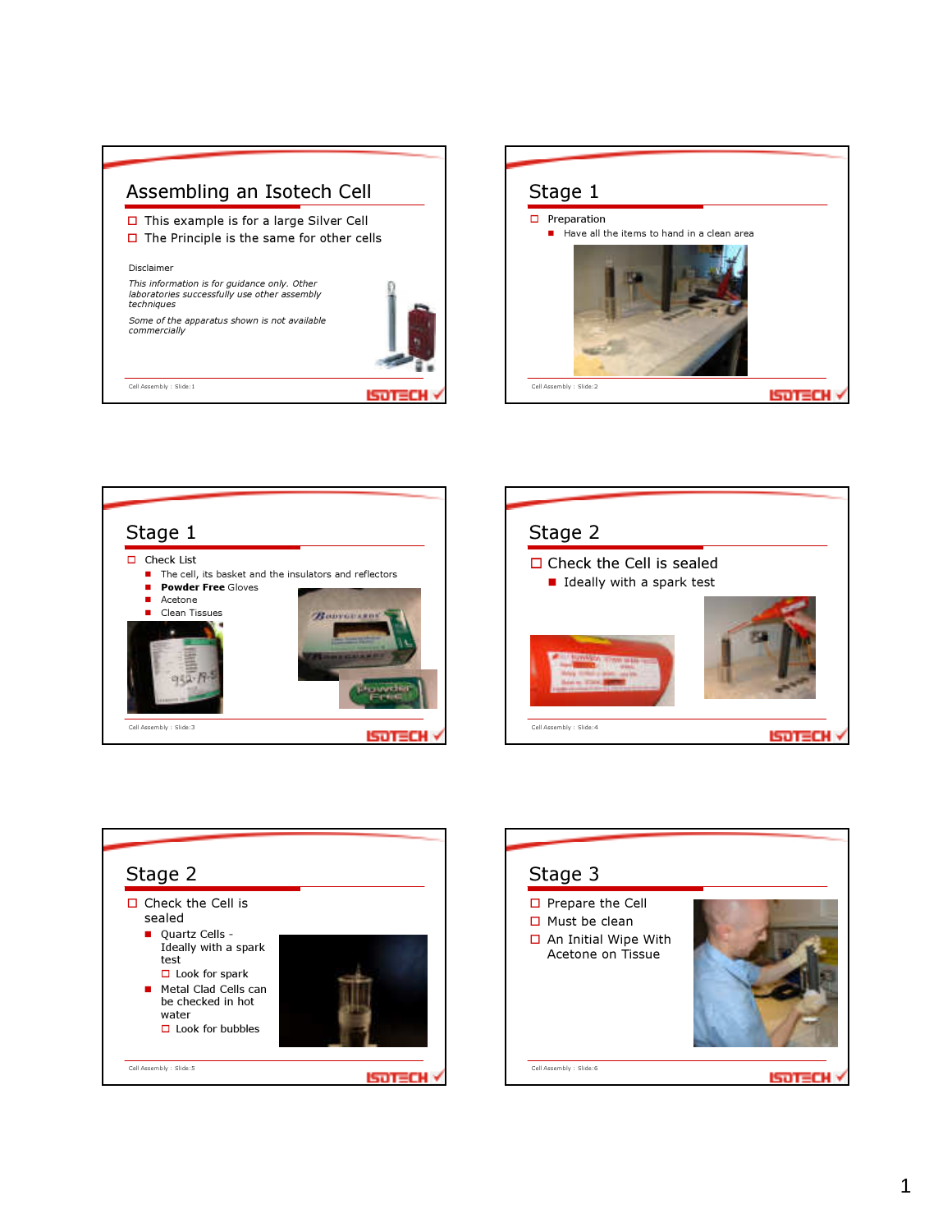## Assembling an Isotech Cell

- This example is for a large Silver Cell
- The Principle is the same for other cells

Disclaimer

*This information is for guidance only. Other laboratories successfully use other assembly techniques*

*Some of the apparatus shown is not available commercially*

## Stage 1

- Preparation
  - Have all the items to hand in a clean area

## Stage 1

- Check List
  - The cell, its basket and the insulators and reflectors
  - **Powder Free** Gloves
  - Acetone
  - Clean Tissues

## Stage 2

- Check the Cell is sealed
  - Ideally with a spark test

## Stage 2

- Check the Cell is sealed
  - Quartz Cells - Ideally with a spark test
    - Look for spark
  - Metal Clad Cells can be checked in hot water
    - Look for bubbles

## Stage 3

- Prepare the Cell
- Must be clean
- An Initial Wipe With Acetone on Tissue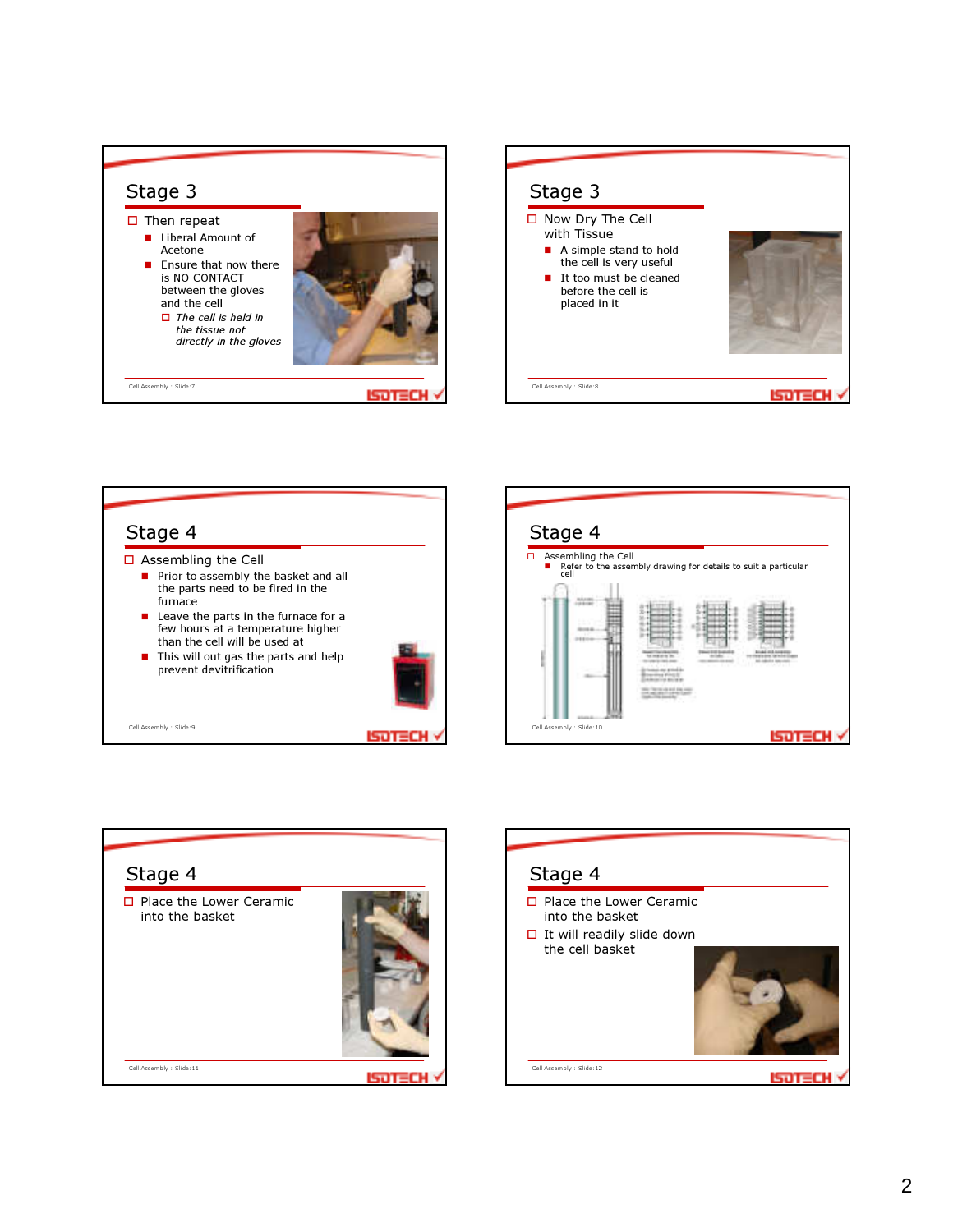## Stage 3

- Then repeat
  - Liberal Amount of Acetone
  - Ensure that now there is NO CONTACT between the gloves and the cell
    - *The cell is held in the tissue not directly in the gloves*

## Stage 3

- Now Dry The Cell with Tissue
  - A simple stand to hold the cell is very useful
  - It too must be cleaned before the cell is placed in it

## Stage 4

- Assembling the Cell
  - Prior to assembly the basket and all the parts need to be fired in the furnace
  - Leave the parts in the furnace for a few hours at a temperature higher than the cell will be used at
  - This will out gas the parts and help prevent devitrification

## Stage 4

- Assembling the Cell
  - Refer to the assembly drawing for details to suit a particular cell

## Stage 4

- Place the Lower Ceramic into the basket

## Stage 4

- Place the Lower Ceramic into the basket
- It will readily slide down the cell basket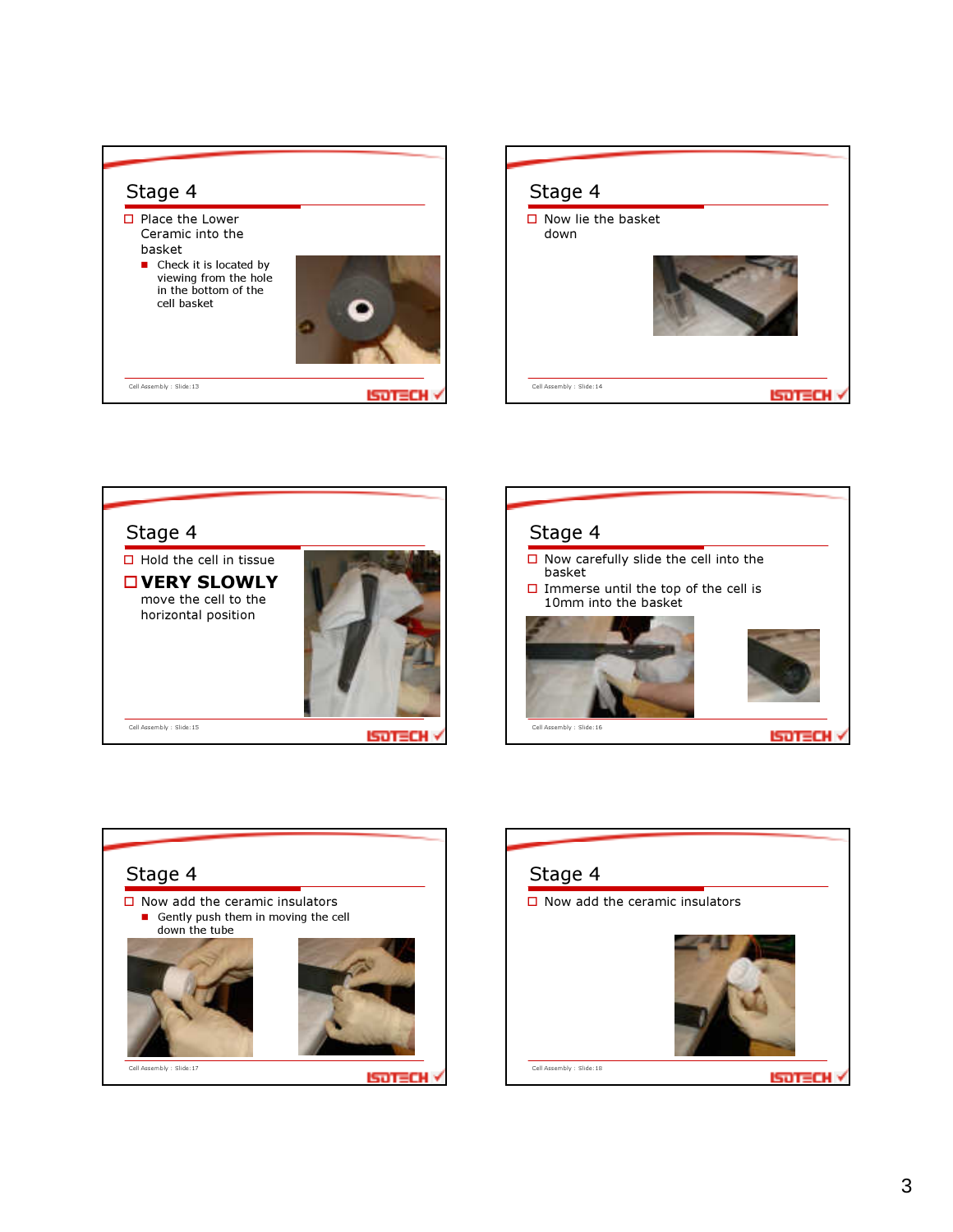## Stage 4

- Place the Lower Ceramic into the basket
  - Check it is located by viewing from the hole in the bottom of the cell basket

## Stage 4

- Now lie the basket down

## Stage 4

- Hold the cell in tissue
- **VERY SLOWLY** move the cell to the horizontal position

## Stage 4

- Now carefully slide the cell into the basket
- Immerse until the top of the cell is 10mm into the basket

## Stage 4

- Now add the ceramic insulators
  - Gently push them in moving the cell down the tube

## Stage 4

- Now add the ceramic insulators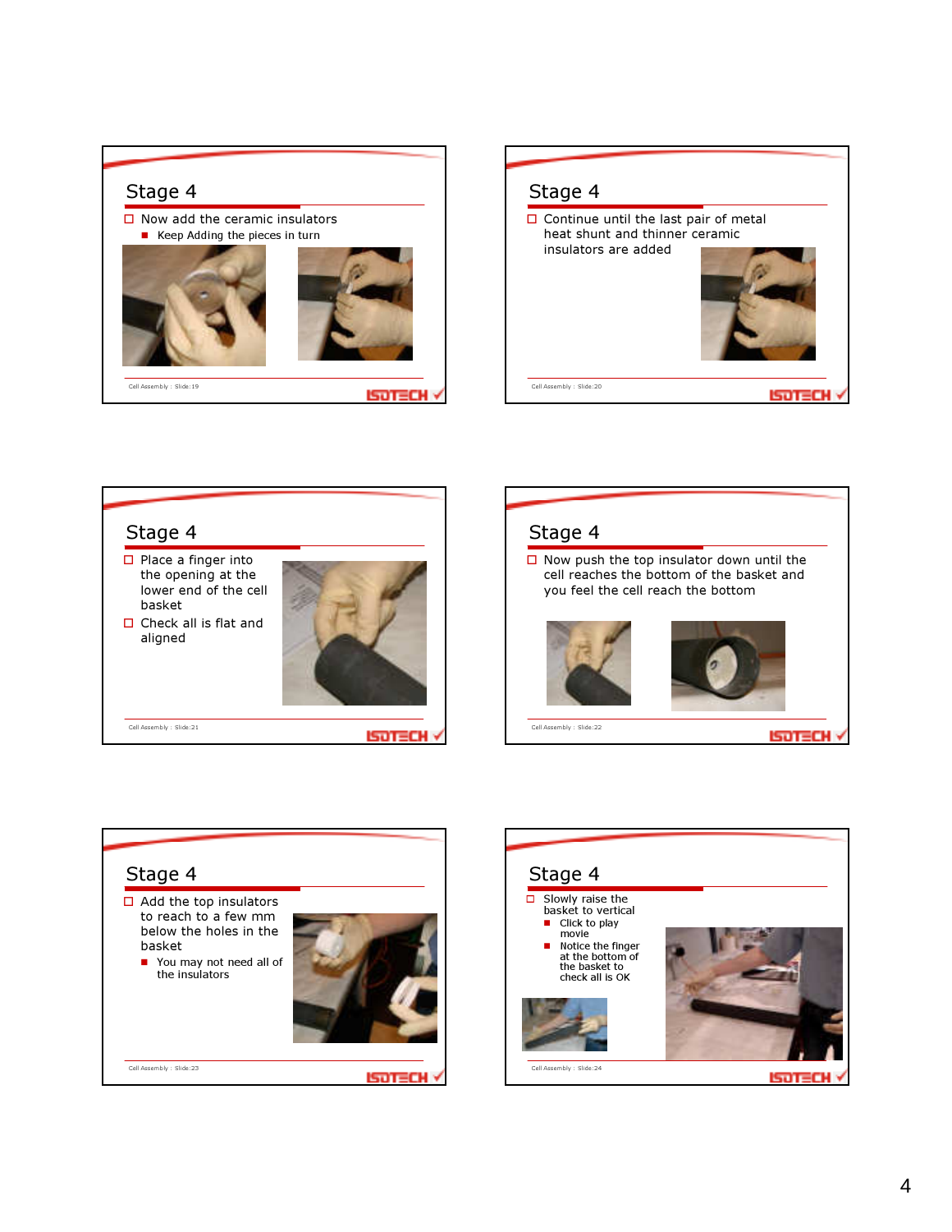## Stage 4

- Now add the ceramic insulators
  - Keep Adding the pieces in turn

## Stage 4

- Continue until the last pair of metal heat shunt and thinner ceramic insulators are added

## Stage 4

- Place a finger into the opening at the lower end of the cell basket
- Check all is flat and aligned

## Stage 4

- Now push the top insulator down until the cell reaches the bottom of the basket and you feel the cell reach the bottom

## Stage 4

- Add the top insulators to reach to a few mm below the holes in the basket
  - You may not need all of the insulators

## Stage 4

- Slowly raise the basket to vertical
  - Click to play movie
  - Notice the finger at the bottom of the basket to check all is OK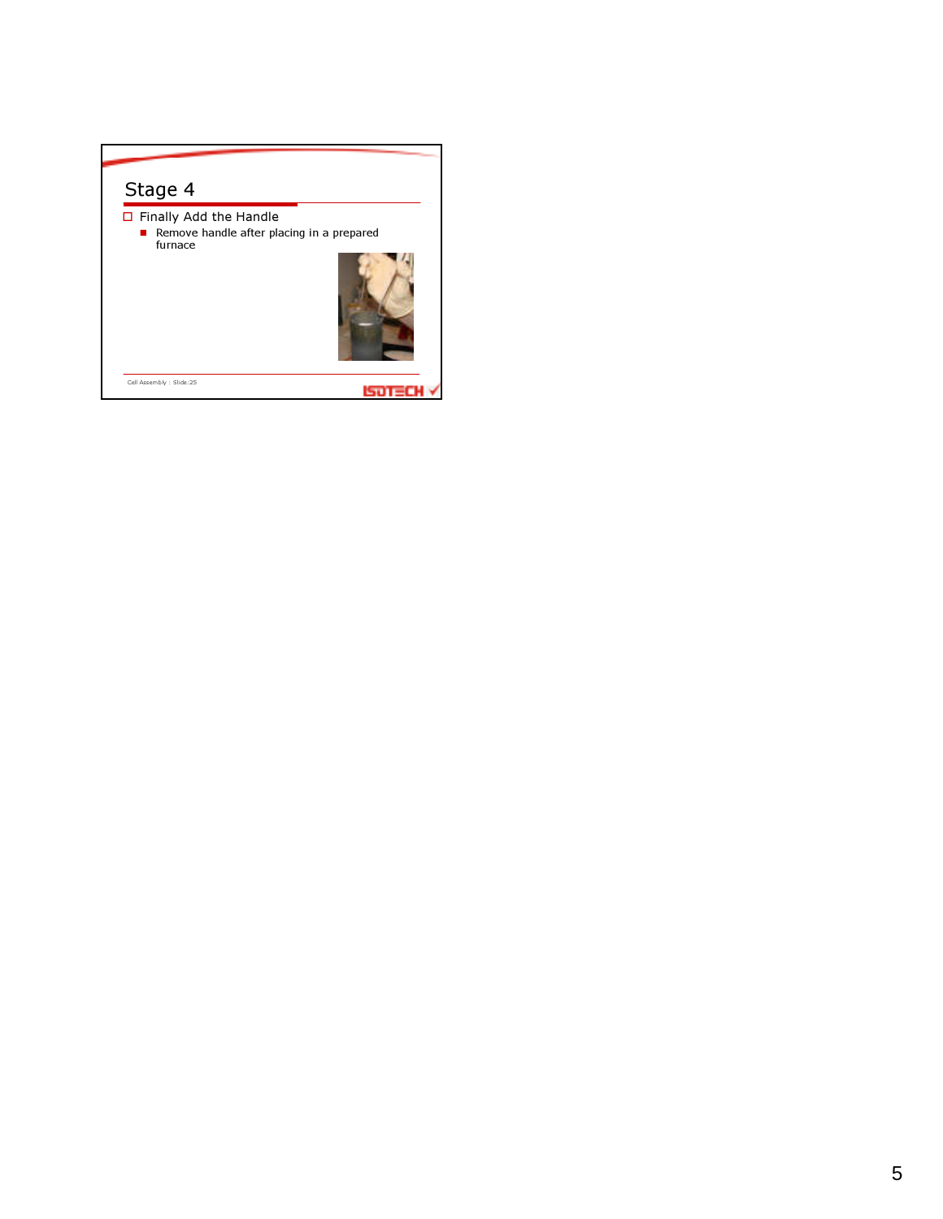## Stage 4

- Finally Add the Handle
  - Remove handle after placing in a prepared furnace

Cell Assembly : Slide:25